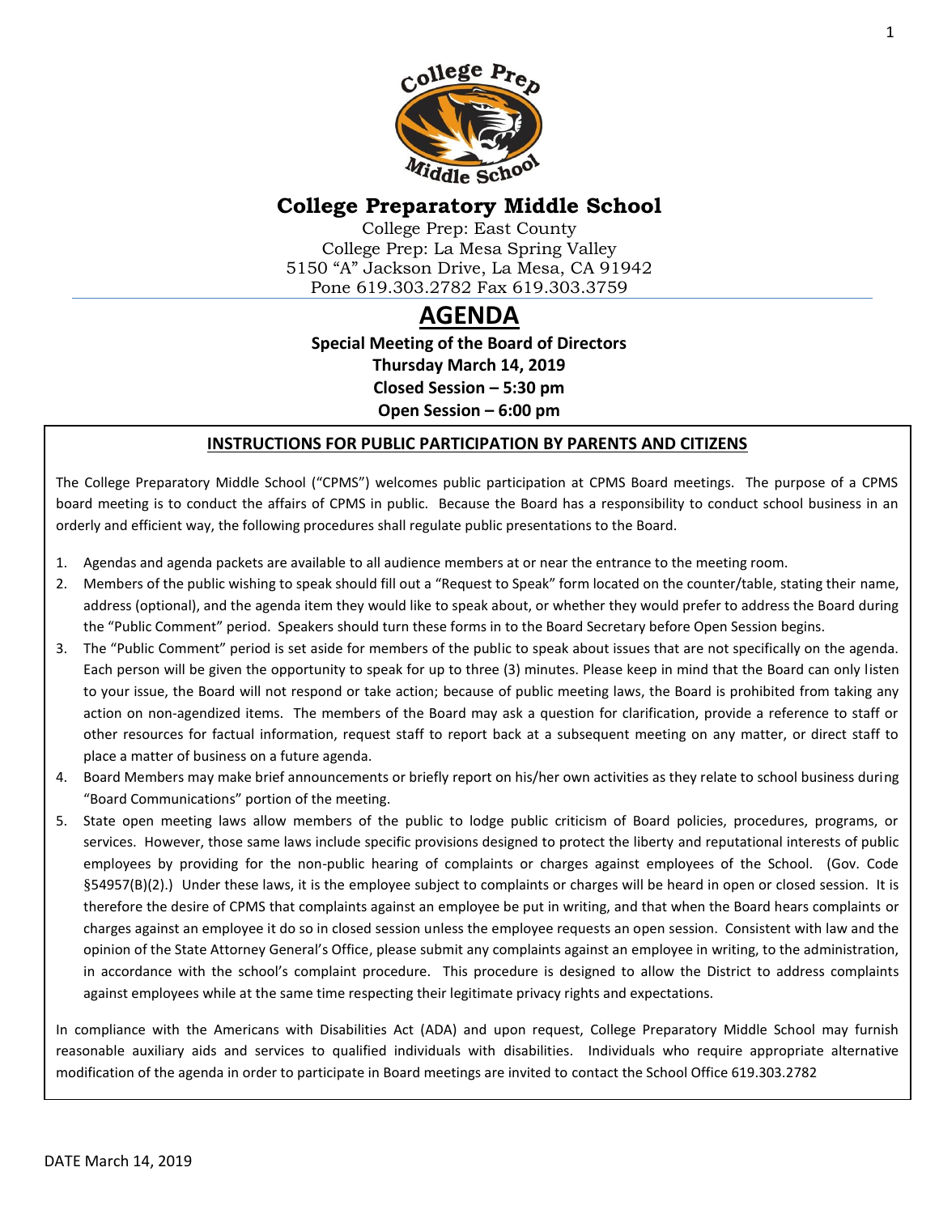# College Preparatory Middle School

College Prep: East County
College Prep: La Mesa Spring Valley
5150 "A" Jackson Drive, La Mesa, CA 91942
Pone 619.303.2782 Fax 619.303.3759

## AGENDA

**Special Meeting of the Board of Directors**
**Thursday March 14, 2019**
**Closed Session – 5:30 pm**
**Open Session – 6:00 pm**

### INSTRUCTIONS FOR PUBLIC PARTICIPATION BY PARENTS AND CITIZENS

The College Preparatory Middle School ("CPMS") welcomes public participation at CPMS Board meetings. The purpose of a CPMS board meeting is to conduct the affairs of CPMS in public. Because the Board has a responsibility to conduct school business in an orderly and efficient way, the following procedures shall regulate public presentations to the Board.

1. Agendas and agenda packets are available to all audience members at or near the entrance to the meeting room.
2. Members of the public wishing to speak should fill out a "Request to Speak" form located on the counter/table, stating their name, address (optional), and the agenda item they would like to speak about, or whether they would prefer to address the Board during the "Public Comment" period. Speakers should turn these forms in to the Board Secretary before Open Session begins.
3. The "Public Comment" period is set aside for members of the public to speak about issues that are not specifically on the agenda. Each person will be given the opportunity to speak for up to three (3) minutes. Please keep in mind that the Board can only listen to your issue, the Board will not respond or take action; because of public meeting laws, the Board is prohibited from taking any action on non-agendized items. The members of the Board may ask a question for clarification, provide a reference to staff or other resources for factual information, request staff to report back at a subsequent meeting on any matter, or direct staff to place a matter of business on a future agenda.
4. Board Members may make brief announcements or briefly report on his/her own activities as they relate to school business during "Board Communications" portion of the meeting.
5. State open meeting laws allow members of the public to lodge public criticism of Board policies, procedures, programs, or services. However, those same laws include specific provisions designed to protect the liberty and reputational interests of public employees by providing for the non-public hearing of complaints or charges against employees of the School. (Gov. Code §54957(B)(2).) Under these laws, it is the employee subject to complaints or charges will be heard in open or closed session. It is therefore the desire of CPMS that complaints against an employee be put in writing, and that when the Board hears complaints or charges against an employee it do so in closed session unless the employee requests an open session. Consistent with law and the opinion of the State Attorney General's Office, please submit any complaints against an employee in writing, to the administration, in accordance with the school's complaint procedure. This procedure is designed to allow the District to address complaints against employees while at the same time respecting their legitimate privacy rights and expectations.

In compliance with the Americans with Disabilities Act (ADA) and upon request, College Preparatory Middle School may furnish reasonable auxiliary aids and services to qualified individuals with disabilities. Individuals who require appropriate alternative modification of the agenda in order to participate in Board meetings are invited to contact the School Office 619.303.2782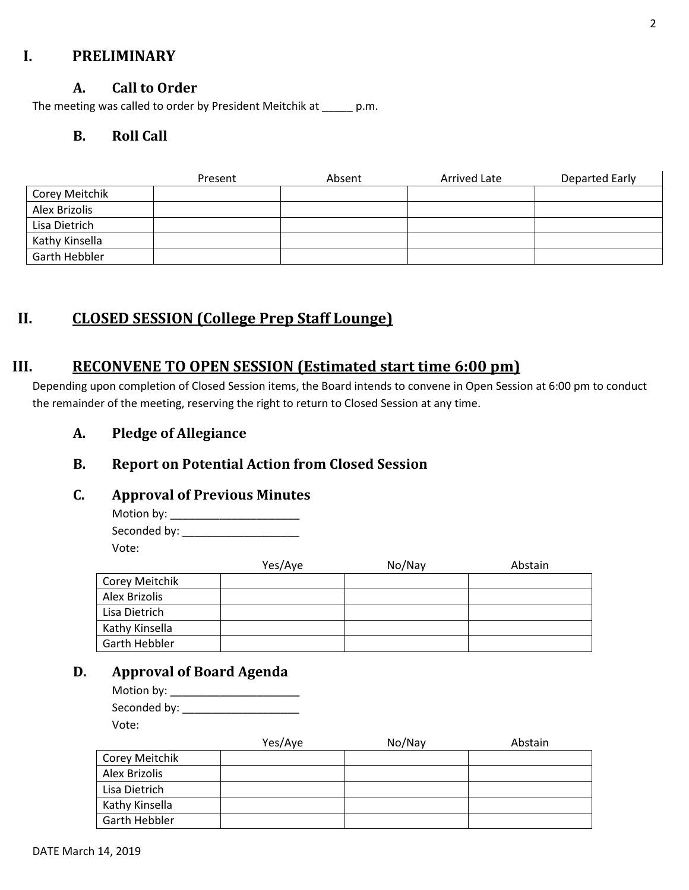## I. PRELIMINARY

### A. Call to Order

The meeting was called to order by President Meitchik at _____ p.m.

### B. Roll Call

| | Present | Absent | Arrived Late | Departed Early |
|---|---|---|---|---|
| Corey Meitchik | | | | |
| Alex Brizolis | | | | |
| Lisa Dietrich | | | | |
| Kathy Kinsella | | | | |
| Garth Hebbler | | | | |

## II. CLOSED SESSION (College Prep Staff Lounge)

## III. RECONVENE TO OPEN SESSION (Estimated start time 6:00 pm)

Depending upon completion of Closed Session items, the Board intends to convene in Open Session at 6:00 pm to conduct the remainder of the meeting, reserving the right to return to Closed Session at any time.

### A. Pledge of Allegiance

### B. Report on Potential Action from Closed Session

### C. Approval of Previous Minutes

Motion by: ______________________

Seconded by: ____________________

Vote:

| | Yes/Aye | No/Nay | Abstain |
|---|---|---|---|
| Corey Meitchik | | | |
| Alex Brizolis | | | |
| Lisa Dietrich | | | |
| Kathy Kinsella | | | |
| Garth Hebbler | | | |

### D. Approval of Board Agenda

Motion by: ______________________

Seconded by: ____________________

Vote:

| | Yes/Aye | No/Nay | Abstain |
|---|---|---|---|
| Corey Meitchik | | | |
| Alex Brizolis | | | |
| Lisa Dietrich | | | |
| Kathy Kinsella | | | |
| Garth Hebbler | | | |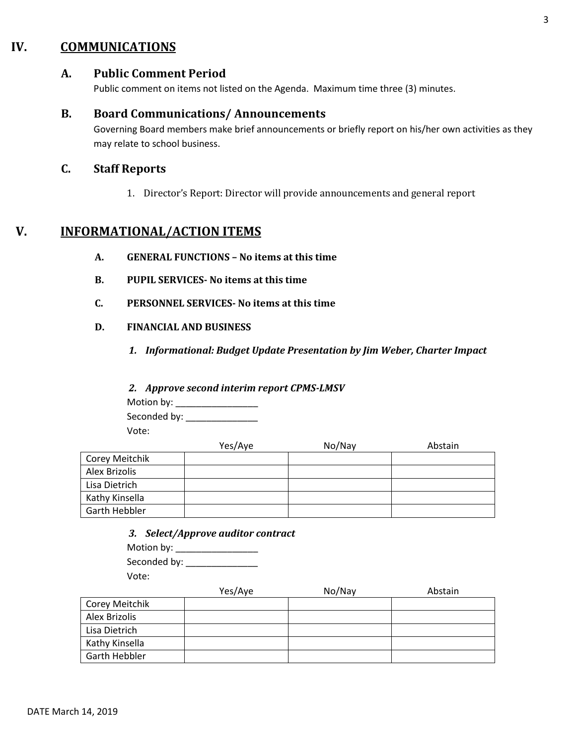# IV. COMMUNICATIONS

## A. Public Comment Period

Public comment on items not listed on the Agenda. Maximum time three (3) minutes.

## B. Board Communications/ Announcements

Governing Board members make brief announcements or briefly report on his/her own activities as they may relate to school business.

## C. Staff Reports

1. Director's Report: Director will provide announcements and general report

# V. INFORMATIONAL/ACTION ITEMS

**A. GENERAL FUNCTIONS – No items at this time**

**B. PUPIL SERVICES- No items at this time**

**C. PERSONNEL SERVICES- No items at this time**

**D. FINANCIAL AND BUSINESS**

***1. Informational: Budget Update Presentation by Jim Weber, Charter Impact***

***2. Approve second interim report CPMS-LMSV***

Motion by: _________________

Seconded by: _______________

Vote:

| | Yes/Aye | No/Nay | Abstain |
|---|---|---|---|
| Corey Meitchik | | | |
| Alex Brizolis | | | |
| Lisa Dietrich | | | |
| Kathy Kinsella | | | |
| Garth Hebbler | | | |

***3. Select/Approve auditor contract***

Motion by: _________________

Seconded by: _______________

Vote:

| | Yes/Aye | No/Nay | Abstain |
|---|---|---|---|
| Corey Meitchik | | | |
| Alex Brizolis | | | |
| Lisa Dietrich | | | |
| Kathy Kinsella | | | |
| Garth Hebbler | | | |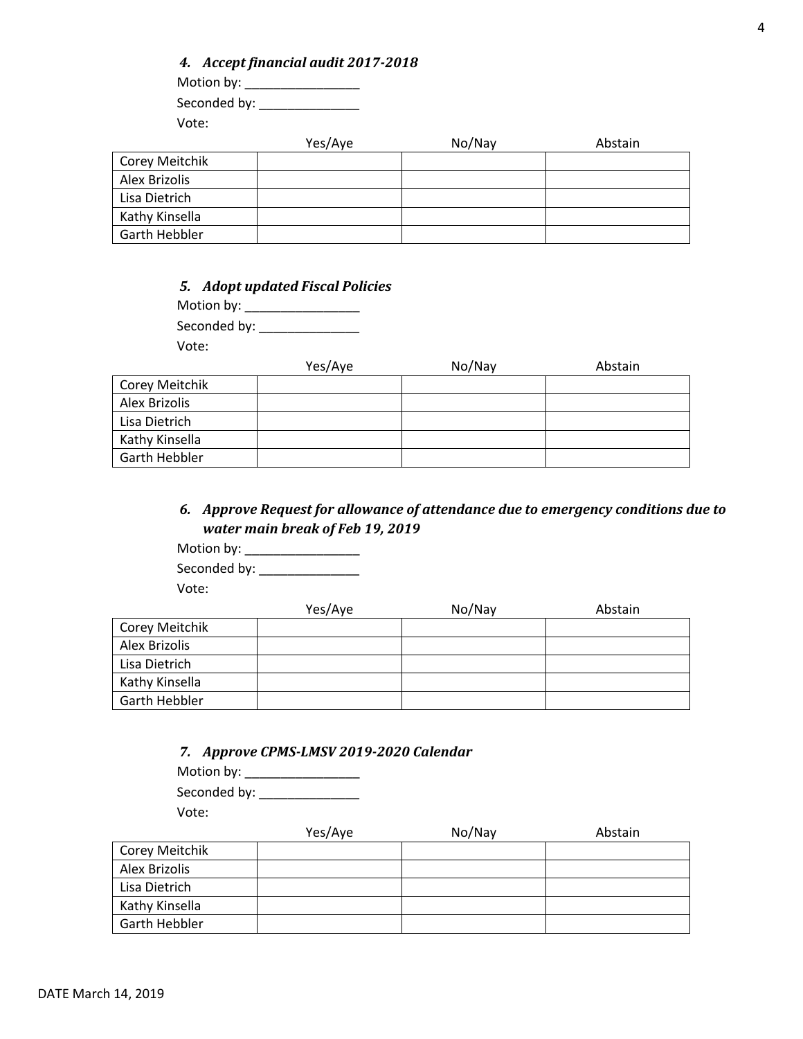*4. Accept financial audit 2017-2018*

Motion by: ________________

Seconded by: ______________

Vote:

| | Yes/Aye | No/Nay | Abstain |
|---|---|---|---|
| Corey Meitchik | | | |
| Alex Brizolis | | | |
| Lisa Dietrich | | | |
| Kathy Kinsella | | | |
| Garth Hebbler | | | |

*5. Adopt updated Fiscal Policies*

Motion by: ________________

Seconded by: ______________

Vote:

| | Yes/Aye | No/Nay | Abstain |
|---|---|---|---|
| Corey Meitchik | | | |
| Alex Brizolis | | | |
| Lisa Dietrich | | | |
| Kathy Kinsella | | | |
| Garth Hebbler | | | |

*6. Approve Request for allowance of attendance due to emergency conditions due to water main break of Feb 19, 2019*

Motion by: ________________

Seconded by: ______________

Vote:

| | Yes/Aye | No/Nay | Abstain |
|---|---|---|---|
| Corey Meitchik | | | |
| Alex Brizolis | | | |
| Lisa Dietrich | | | |
| Kathy Kinsella | | | |
| Garth Hebbler | | | |

*7. Approve CPMS-LMSV 2019-2020 Calendar*

Motion by: ________________

Seconded by: ______________

Vote:

| | Yes/Aye | No/Nay | Abstain |
|---|---|---|---|
| Corey Meitchik | | | |
| Alex Brizolis | | | |
| Lisa Dietrich | | | |
| Kathy Kinsella | | | |
| Garth Hebbler | | | |

DATE March 14, 2019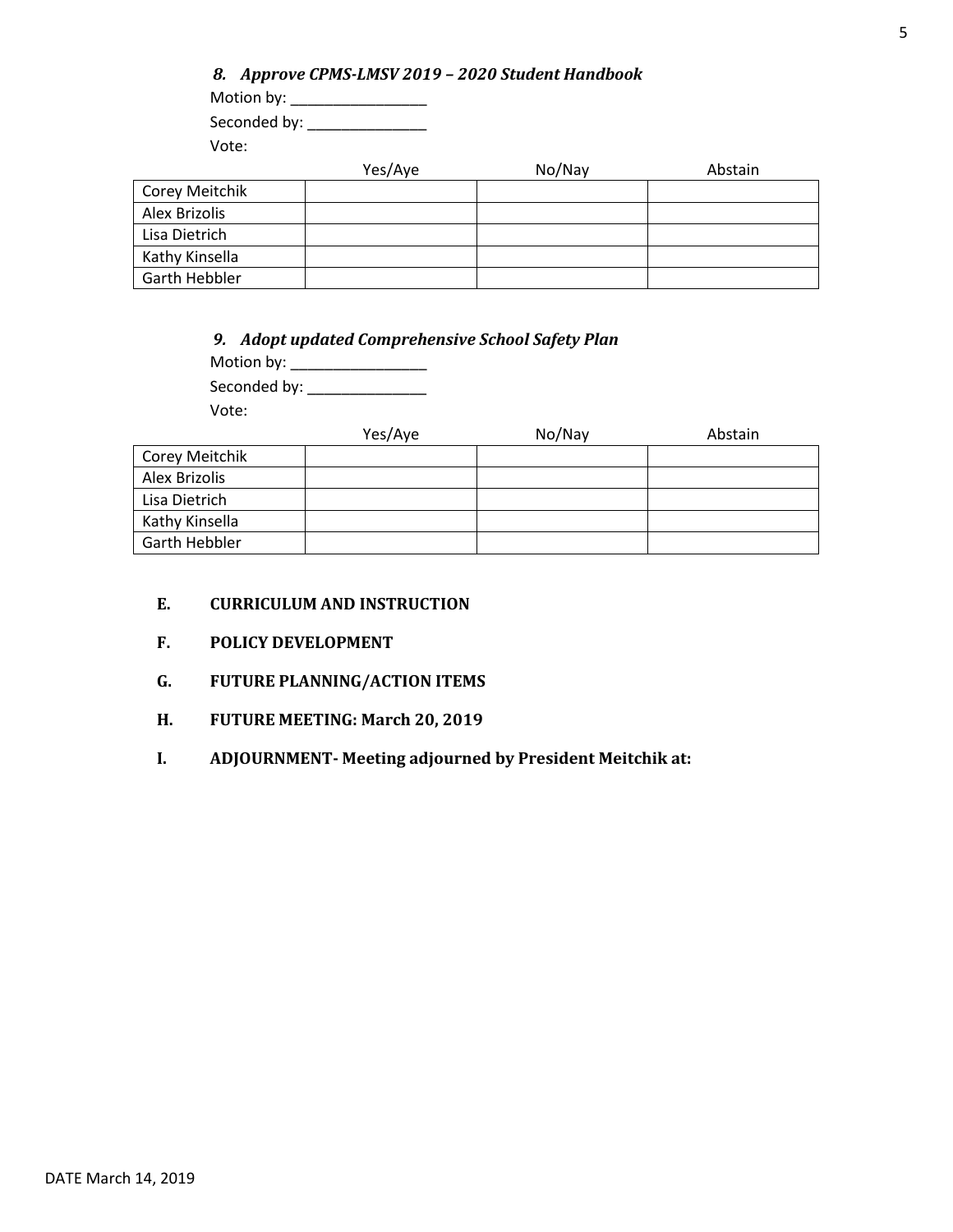### *8. Approve CPMS-LMSV 2019 – 2020 Student Handbook*

Motion by: ________________

Seconded by: ______________

Vote:

| | Yes/Aye | No/Nay | Abstain |
|---|---|---|---|
| Corey Meitchik | | | |
| Alex Brizolis | | | |
| Lisa Dietrich | | | |
| Kathy Kinsella | | | |
| Garth Hebbler | | | |

### *9. Adopt updated Comprehensive School Safety Plan*

Motion by: ________________

Seconded by: ______________

Vote:

| | Yes/Aye | No/Nay | Abstain |
|---|---|---|---|
| Corey Meitchik | | | |
| Alex Brizolis | | | |
| Lisa Dietrich | | | |
| Kathy Kinsella | | | |
| Garth Hebbler | | | |

## E. CURRICULUM AND INSTRUCTION

## F. POLICY DEVELOPMENT

## G. FUTURE PLANNING/ACTION ITEMS

## H. FUTURE MEETING: March 20, 2019

## I. ADJOURNMENT- Meeting adjourned by President Meitchik at:

DATE March 14, 2019